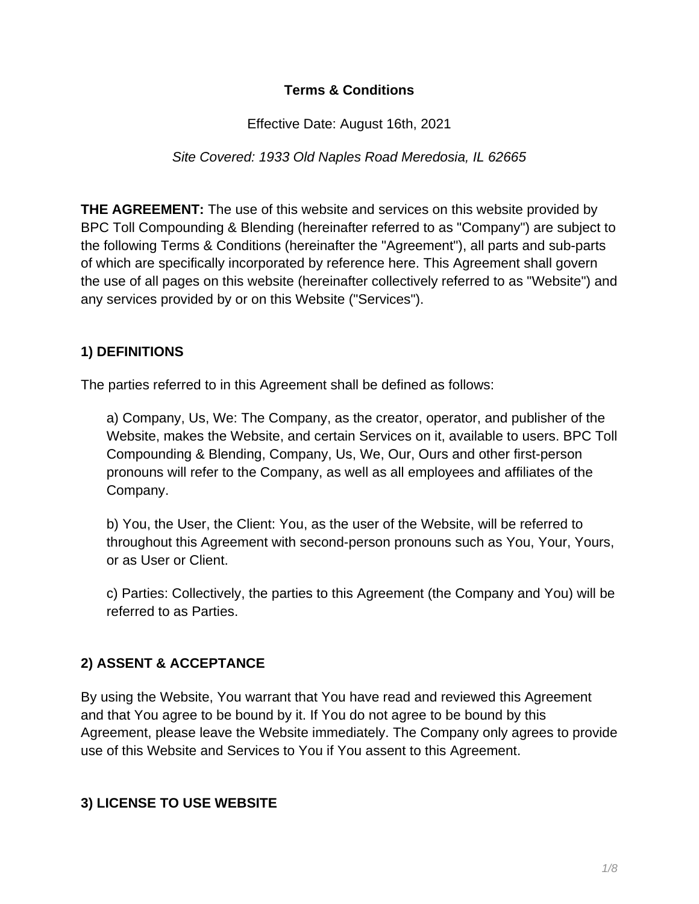# Terms & Conditions

Effective Date: August 16th, 2021

*Site Covered: 1933 Old Naples Road Meredosia, IL 62665*

**THE AGREEMENT:** The use of this website and services on this website provided by BPC Toll Compounding & Blending (hereinafter referred to as "Company") are subject to the following Terms & Conditions (hereinafter the "Agreement"), all parts and sub-parts of which are specifically incorporated by reference here. This Agreement shall govern the use of all pages on this website (hereinafter collectively referred to as "Website") and any services provided by or on this Website ("Services").

## 1) DEFINITIONS

The parties referred to in this Agreement shall be defined as follows:

a) Company, Us, We: The Company, as the creator, operator, and publisher of the Website, makes the Website, and certain Services on it, available to users. BPC Toll Compounding & Blending, Company, Us, We, Our, Ours and other first-person pronouns will refer to the Company, as well as all employees and affiliates of the Company.

b) You, the User, the Client: You, as the user of the Website, will be referred to throughout this Agreement with second-person pronouns such as You, Your, Yours, or as User or Client.

c) Parties: Collectively, the parties to this Agreement (the Company and You) will be referred to as Parties.

## 2) ASSENT & ACCEPTANCE

By using the Website, You warrant that You have read and reviewed this Agreement and that You agree to be bound by it. If You do not agree to be bound by this Agreement, please leave the Website immediately. The Company only agrees to provide use of this Website and Services to You if You assent to this Agreement.

## 3) LICENSE TO USE WEBSITE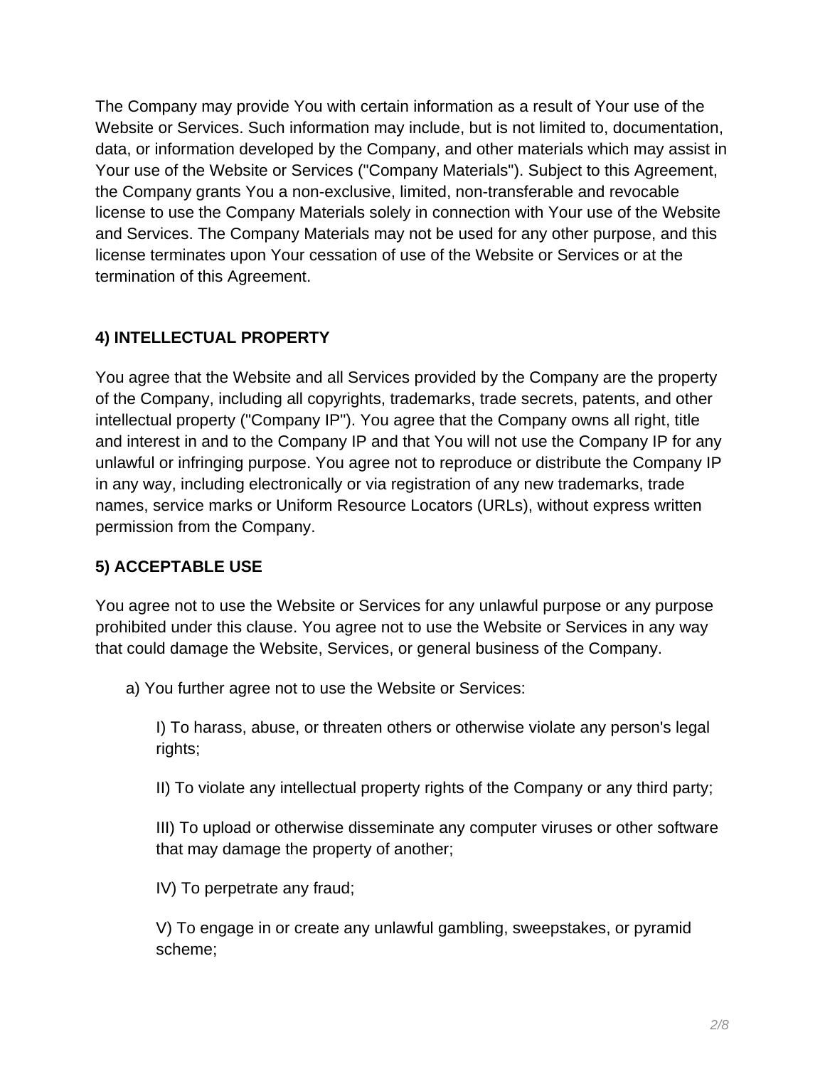The Company may provide You with certain information as a result of Your use of the Website or Services. Such information may include, but is not limited to, documentation, data, or information developed by the Company, and other materials which may assist in Your use of the Website or Services ("Company Materials"). Subject to this Agreement, the Company grants You a non-exclusive, limited, non-transferable and revocable license to use the Company Materials solely in connection with Your use of the Website and Services. The Company Materials may not be used for any other purpose, and this license terminates upon Your cessation of use of the Website or Services or at the termination of this Agreement.

## 4) INTELLECTUAL PROPERTY

You agree that the Website and all Services provided by the Company are the property of the Company, including all copyrights, trademarks, trade secrets, patents, and other intellectual property ("Company IP"). You agree that the Company owns all right, title and interest in and to the Company IP and that You will not use the Company IP for any unlawful or infringing purpose. You agree not to reproduce or distribute the Company IP in any way, including electronically or via registration of any new trademarks, trade names, service marks or Uniform Resource Locators (URLs), without express written permission from the Company.

## 5) ACCEPTABLE USE

You agree not to use the Website or Services for any unlawful purpose or any purpose prohibited under this clause. You agree not to use the Website or Services in any way that could damage the Website, Services, or general business of the Company.

a) You further agree not to use the Website or Services:

> I) To harass, abuse, or threaten others or otherwise violate any person's legal rights;
>
> II) To violate any intellectual property rights of the Company or any third party;
>
> III) To upload or otherwise disseminate any computer viruses or other software that may damage the property of another;
>
> IV) To perpetrate any fraud;
>
> V) To engage in or create any unlawful gambling, sweepstakes, or pyramid scheme;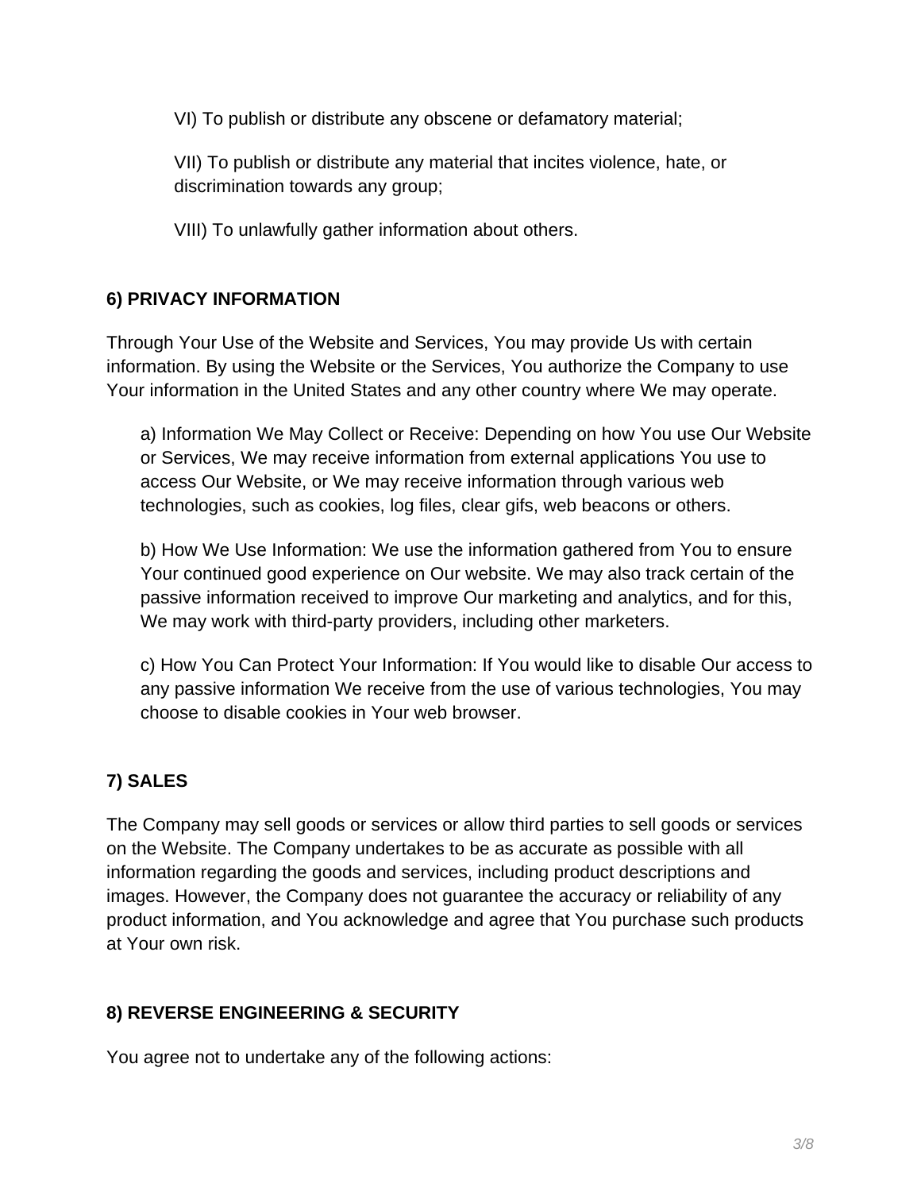VI) To publish or distribute any obscene or defamatory material;

VII) To publish or distribute any material that incites violence, hate, or discrimination towards any group;

VIII) To unlawfully gather information about others.

**6) PRIVACY INFORMATION**

Through Your Use of the Website and Services, You may provide Us with certain information. By using the Website or the Services, You authorize the Company to use Your information in the United States and any other country where We may operate.

a) Information We May Collect or Receive: Depending on how You use Our Website or Services, We may receive information from external applications You use to access Our Website, or We may receive information through various web technologies, such as cookies, log files, clear gifs, web beacons or others.

b) How We Use Information: We use the information gathered from You to ensure Your continued good experience on Our website. We may also track certain of the passive information received to improve Our marketing and analytics, and for this, We may work with third-party providers, including other marketers.

c) How You Can Protect Your Information: If You would like to disable Our access to any passive information We receive from the use of various technologies, You may choose to disable cookies in Your web browser.

**7) SALES**

The Company may sell goods or services or allow third parties to sell goods or services on the Website. The Company undertakes to be as accurate as possible with all information regarding the goods and services, including product descriptions and images. However, the Company does not guarantee the accuracy or reliability of any product information, and You acknowledge and agree that You purchase such products at Your own risk.

**8) REVERSE ENGINEERING & SECURITY**

You agree not to undertake any of the following actions: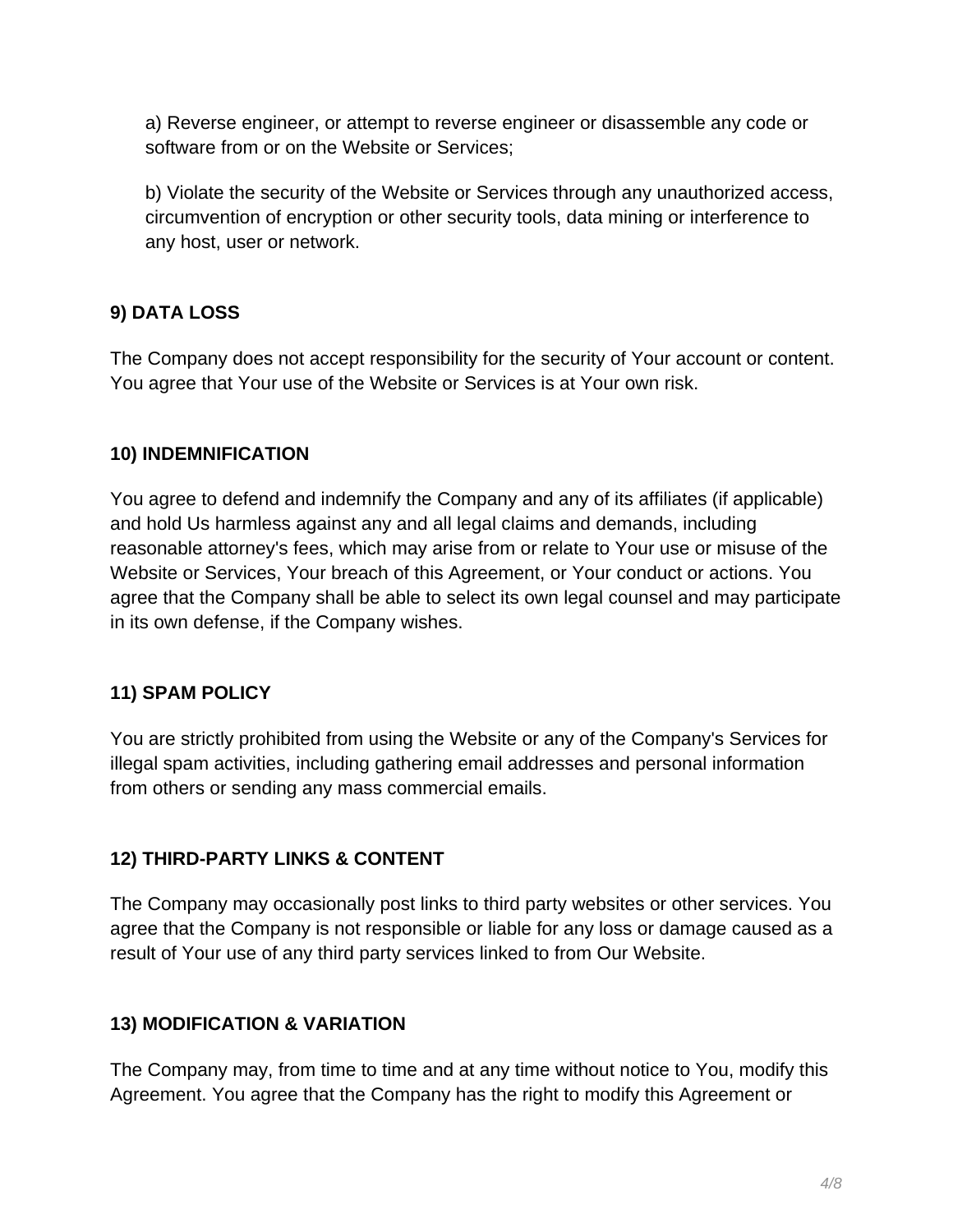a) Reverse engineer, or attempt to reverse engineer or disassemble any code or software from or on the Website or Services;

b) Violate the security of the Website or Services through any unauthorized access, circumvention of encryption or other security tools, data mining or interference to any host, user or network.

**9) DATA LOSS**

The Company does not accept responsibility for the security of Your account or content. You agree that Your use of the Website or Services is at Your own risk.

**10) INDEMNIFICATION**

You agree to defend and indemnify the Company and any of its affiliates (if applicable) and hold Us harmless against any and all legal claims and demands, including reasonable attorney's fees, which may arise from or relate to Your use or misuse of the Website or Services, Your breach of this Agreement, or Your conduct or actions. You agree that the Company shall be able to select its own legal counsel and may participate in its own defense, if the Company wishes.

**11) SPAM POLICY**

You are strictly prohibited from using the Website or any of the Company's Services for illegal spam activities, including gathering email addresses and personal information from others or sending any mass commercial emails.

**12) THIRD-PARTY LINKS & CONTENT**

The Company may occasionally post links to third party websites or other services. You agree that the Company is not responsible or liable for any loss or damage caused as a result of Your use of any third party services linked to from Our Website.

**13) MODIFICATION & VARIATION**

The Company may, from time to time and at any time without notice to You, modify this Agreement. You agree that the Company has the right to modify this Agreement or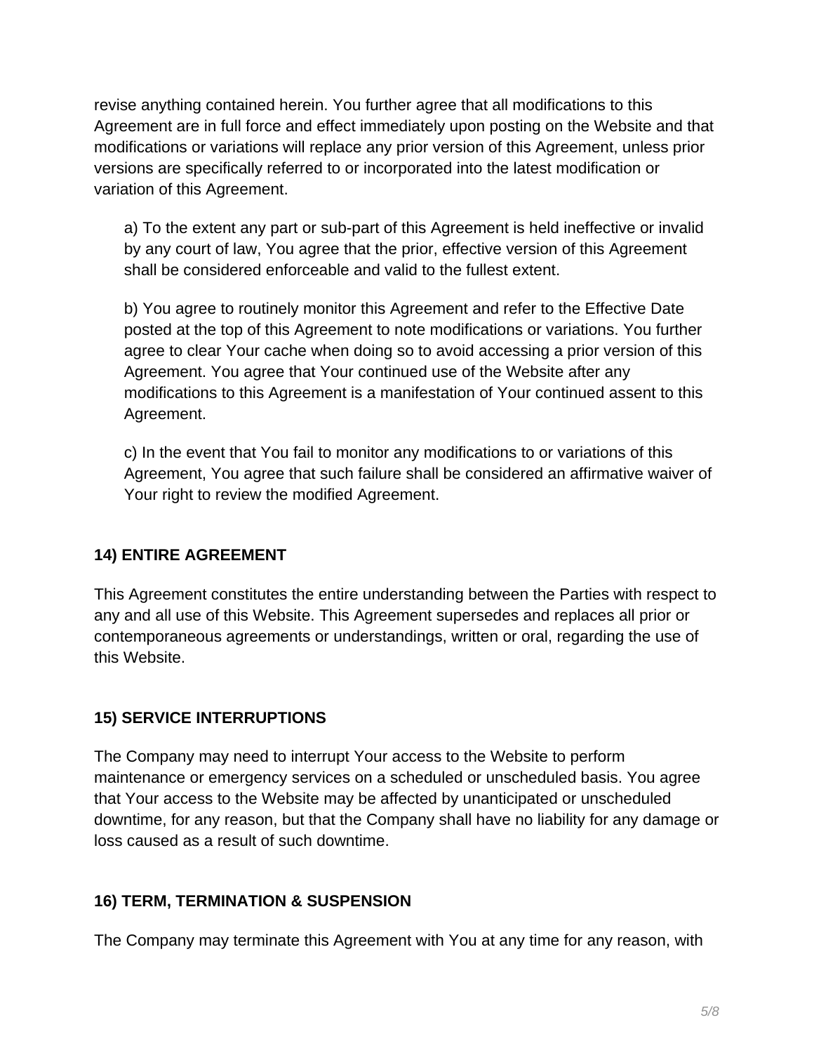revise anything contained herein. You further agree that all modifications to this Agreement are in full force and effect immediately upon posting on the Website and that modifications or variations will replace any prior version of this Agreement, unless prior versions are specifically referred to or incorporated into the latest modification or variation of this Agreement.

a) To the extent any part or sub-part of this Agreement is held ineffective or invalid by any court of law, You agree that the prior, effective version of this Agreement shall be considered enforceable and valid to the fullest extent.

b) You agree to routinely monitor this Agreement and refer to the Effective Date posted at the top of this Agreement to note modifications or variations. You further agree to clear Your cache when doing so to avoid accessing a prior version of this Agreement. You agree that Your continued use of the Website after any modifications to this Agreement is a manifestation of Your continued assent to this Agreement.

c) In the event that You fail to monitor any modifications to or variations of this Agreement, You agree that such failure shall be considered an affirmative waiver of Your right to review the modified Agreement.

## 14) ENTIRE AGREEMENT

This Agreement constitutes the entire understanding between the Parties with respect to any and all use of this Website. This Agreement supersedes and replaces all prior or contemporaneous agreements or understandings, written or oral, regarding the use of this Website.

## 15) SERVICE INTERRUPTIONS

The Company may need to interrupt Your access to the Website to perform maintenance or emergency services on a scheduled or unscheduled basis. You agree that Your access to the Website may be affected by unanticipated or unscheduled downtime, for any reason, but that the Company shall have no liability for any damage or loss caused as a result of such downtime.

## 16) TERM, TERMINATION & SUSPENSION

The Company may terminate this Agreement with You at any time for any reason, with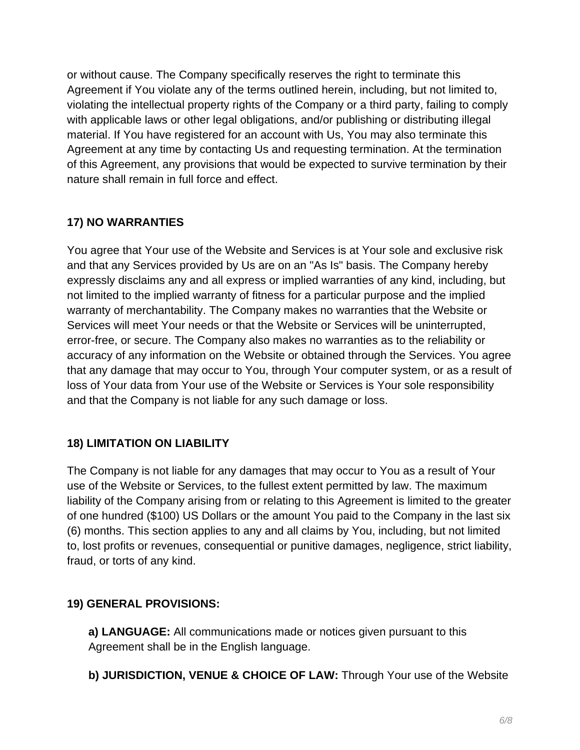or without cause. The Company specifically reserves the right to terminate this Agreement if You violate any of the terms outlined herein, including, but not limited to, violating the intellectual property rights of the Company or a third party, failing to comply with applicable laws or other legal obligations, and/or publishing or distributing illegal material. If You have registered for an account with Us, You may also terminate this Agreement at any time by contacting Us and requesting termination. At the termination of this Agreement, any provisions that would be expected to survive termination by their nature shall remain in full force and effect.

## 17) NO WARRANTIES

You agree that Your use of the Website and Services is at Your sole and exclusive risk and that any Services provided by Us are on an "As Is" basis. The Company hereby expressly disclaims any and all express or implied warranties of any kind, including, but not limited to the implied warranty of fitness for a particular purpose and the implied warranty of merchantability. The Company makes no warranties that the Website or Services will meet Your needs or that the Website or Services will be uninterrupted, error-free, or secure. The Company also makes no warranties as to the reliability or accuracy of any information on the Website or obtained through the Services. You agree that any damage that may occur to You, through Your computer system, or as a result of loss of Your data from Your use of the Website or Services is Your sole responsibility and that the Company is not liable for any such damage or loss.

## 18) LIMITATION ON LIABILITY

The Company is not liable for any damages that may occur to You as a result of Your use of the Website or Services, to the fullest extent permitted by law. The maximum liability of the Company arising from or relating to this Agreement is limited to the greater of one hundred ($100) US Dollars or the amount You paid to the Company in the last six (6) months. This section applies to any and all claims by You, including, but not limited to, lost profits or revenues, consequential or punitive damages, negligence, strict liability, fraud, or torts of any kind.

## 19) GENERAL PROVISIONS:

**a) LANGUAGE:** All communications made or notices given pursuant to this Agreement shall be in the English language.

**b) JURISDICTION, VENUE & CHOICE OF LAW:** Through Your use of the Website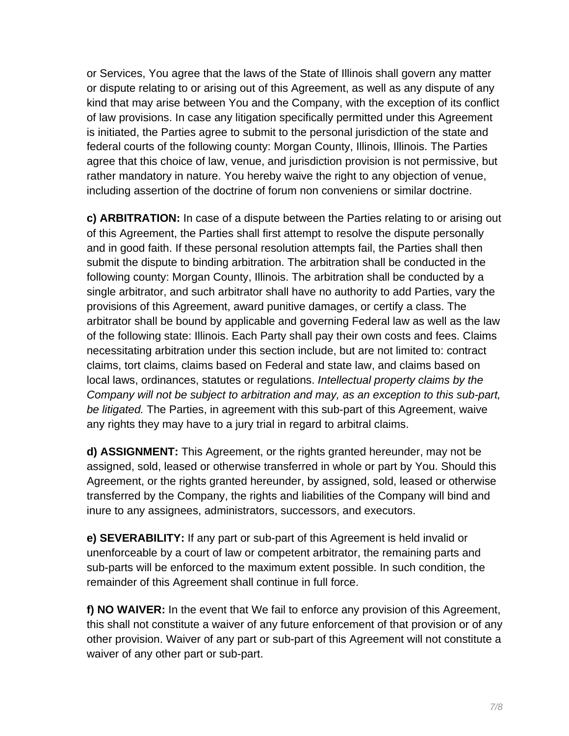or Services, You agree that the laws of the State of Illinois shall govern any matter or dispute relating to or arising out of this Agreement, as well as any dispute of any kind that may arise between You and the Company, with the exception of its conflict of law provisions. In case any litigation specifically permitted under this Agreement is initiated, the Parties agree to submit to the personal jurisdiction of the state and federal courts of the following county: Morgan County, Illinois, Illinois. The Parties agree that this choice of law, venue, and jurisdiction provision is not permissive, but rather mandatory in nature. You hereby waive the right to any objection of venue, including assertion of the doctrine of forum non conveniens or similar doctrine.

**c) ARBITRATION:** In case of a dispute between the Parties relating to or arising out of this Agreement, the Parties shall first attempt to resolve the dispute personally and in good faith. If these personal resolution attempts fail, the Parties shall then submit the dispute to binding arbitration. The arbitration shall be conducted in the following county: Morgan County, Illinois. The arbitration shall be conducted by a single arbitrator, and such arbitrator shall have no authority to add Parties, vary the provisions of this Agreement, award punitive damages, or certify a class. The arbitrator shall be bound by applicable and governing Federal law as well as the law of the following state: Illinois. Each Party shall pay their own costs and fees. Claims necessitating arbitration under this section include, but are not limited to: contract claims, tort claims, claims based on Federal and state law, and claims based on local laws, ordinances, statutes or regulations. *Intellectual property claims by the Company will not be subject to arbitration and may, as an exception to this sub-part, be litigated.* The Parties, in agreement with this sub-part of this Agreement, waive any rights they may have to a jury trial in regard to arbitral claims.

**d) ASSIGNMENT:** This Agreement, or the rights granted hereunder, may not be assigned, sold, leased or otherwise transferred in whole or part by You. Should this Agreement, or the rights granted hereunder, by assigned, sold, leased or otherwise transferred by the Company, the rights and liabilities of the Company will bind and inure to any assignees, administrators, successors, and executors.

**e) SEVERABILITY:** If any part or sub-part of this Agreement is held invalid or unenforceable by a court of law or competent arbitrator, the remaining parts and sub-parts will be enforced to the maximum extent possible. In such condition, the remainder of this Agreement shall continue in full force.

**f) NO WAIVER:** In the event that We fail to enforce any provision of this Agreement, this shall not constitute a waiver of any future enforcement of that provision or of any other provision. Waiver of any part or sub-part of this Agreement will not constitute a waiver of any other part or sub-part.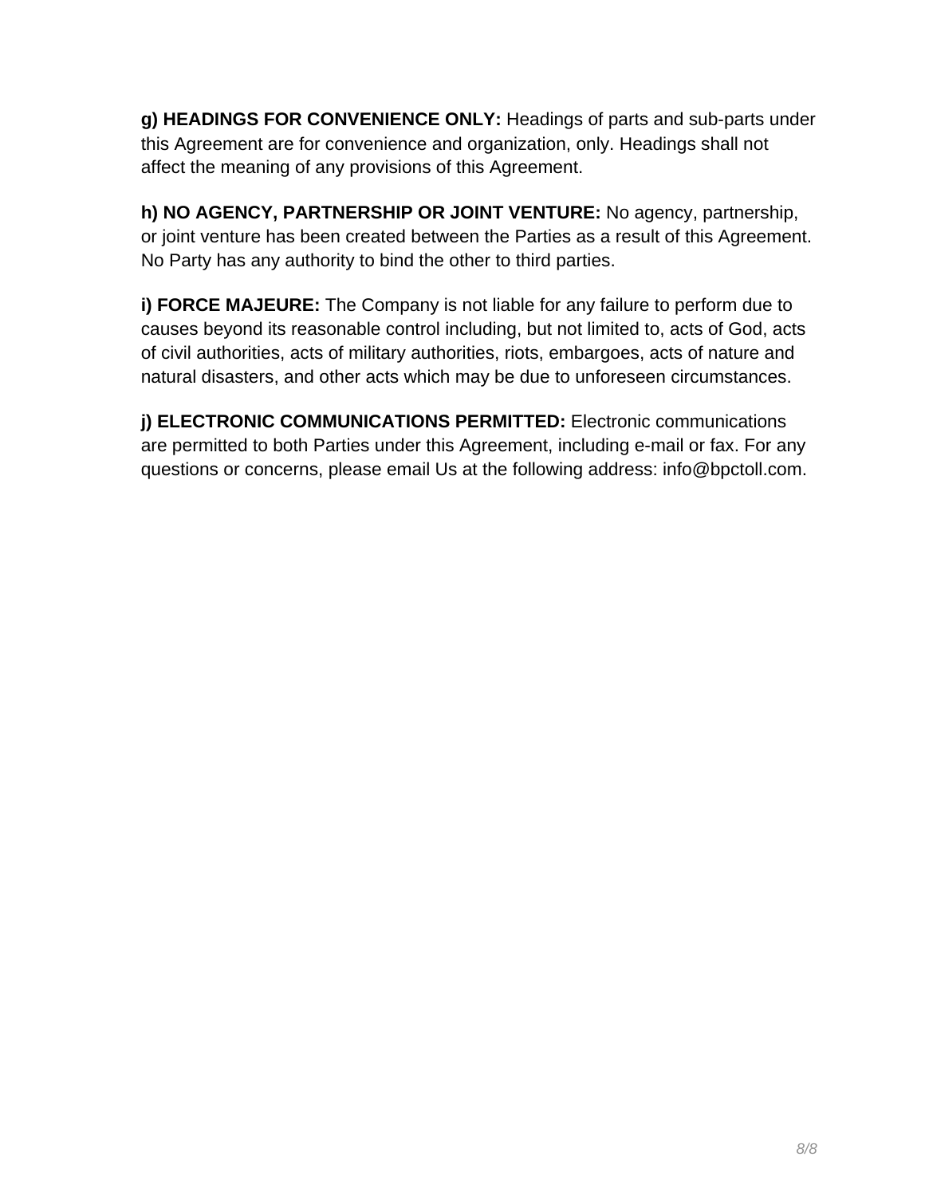**g) HEADINGS FOR CONVENIENCE ONLY:** Headings of parts and sub-parts under this Agreement are for convenience and organization, only. Headings shall not affect the meaning of any provisions of this Agreement.

**h) NO AGENCY, PARTNERSHIP OR JOINT VENTURE:** No agency, partnership, or joint venture has been created between the Parties as a result of this Agreement. No Party has any authority to bind the other to third parties.

**i) FORCE MAJEURE:** The Company is not liable for any failure to perform due to causes beyond its reasonable control including, but not limited to, acts of God, acts of civil authorities, acts of military authorities, riots, embargoes, acts of nature and natural disasters, and other acts which may be due to unforeseen circumstances.

**j) ELECTRONIC COMMUNICATIONS PERMITTED:** Electronic communications are permitted to both Parties under this Agreement, including e-mail or fax. For any questions or concerns, please email Us at the following address: info@bpctoll.com.